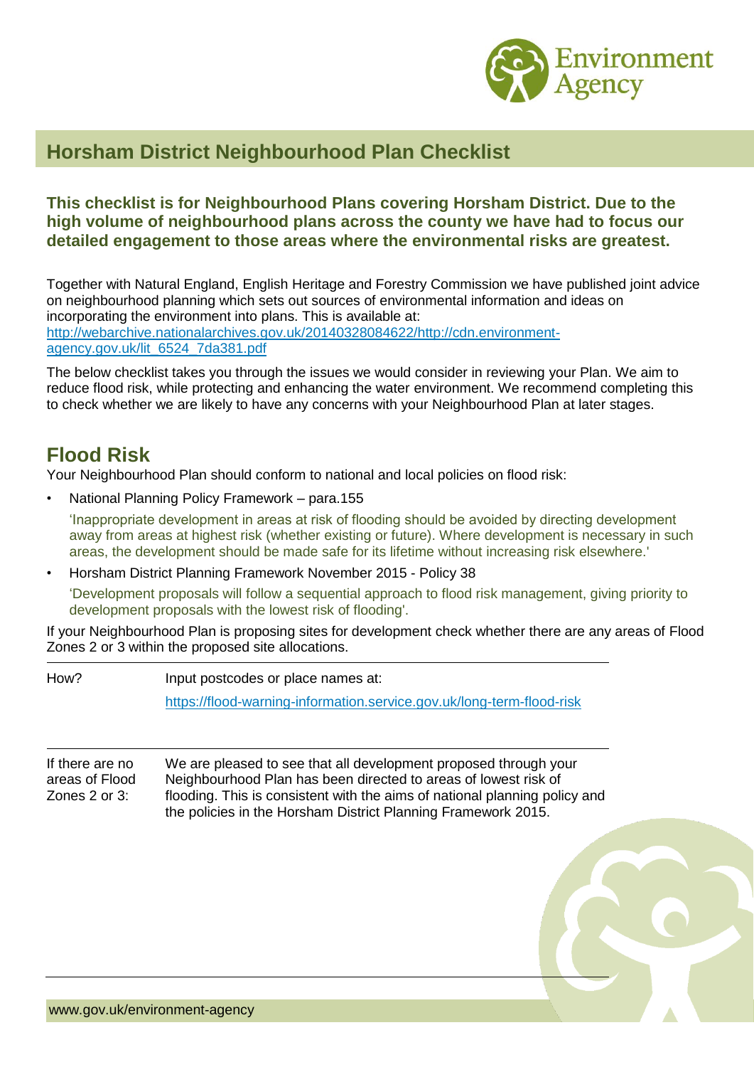# Horsham District Neighbourhood Plan Checklist

**This checklist is for Neighbourhood Plans covering Horsham District. Due to the high volume of neighbourhood plans across the county we have had to focus our detailed engagement to those areas where the environmental risks are greatest.**

Together with Natural England, English Heritage and Forestry Commission we have published joint advice on neighbourhood planning which sets out sources of environmental information and ideas on incorporating the environment into plans. This is available at: [http://webarchive.nationalarchives.gov.uk/20140328084622/http://cdn.environment-agency.gov.uk/lit_6524_7da381.pdf](http://webarchive.nationalarchives.gov.uk/20140328084622/http://cdn.environment-agency.gov.uk/lit_6524_7da381.pdf)

The below checklist takes you through the issues we would consider in reviewing your Plan. We aim to reduce flood risk, while protecting and enhancing the water environment. We recommend completing this to check whether we are likely to have any concerns with your Neighbourhood Plan at later stages.

## Flood Risk

Your Neighbourhood Plan should conform to national and local policies on flood risk:

- National Planning Policy Framework – para.155

  'Inappropriate development in areas at risk of flooding should be avoided by directing development away from areas at highest risk (whether existing or future). Where development is necessary in such areas, the development should be made safe for its lifetime without increasing risk elsewhere.'

- Horsham District Planning Framework November 2015 - Policy 38

  'Development proposals will follow a sequential approach to flood risk management, giving priority to development proposals with the lowest risk of flooding'.

If your Neighbourhood Plan is proposing sites for development check whether there are any areas of Flood Zones 2 or 3 within the proposed site allocations.

| | |
|---|---|
| How? | Input postcodes or place names at: [https://flood-warning-information.service.gov.uk/long-term-flood-risk](https://flood-warning-information.service.gov.uk/long-term-flood-risk) |
| If there are no areas of Flood Zones 2 or 3: | We are pleased to see that all development proposed through your Neighbourhood Plan has been directed to areas of lowest risk of flooding. This is consistent with the aims of national planning policy and the policies in the Horsham District Planning Framework 2015. |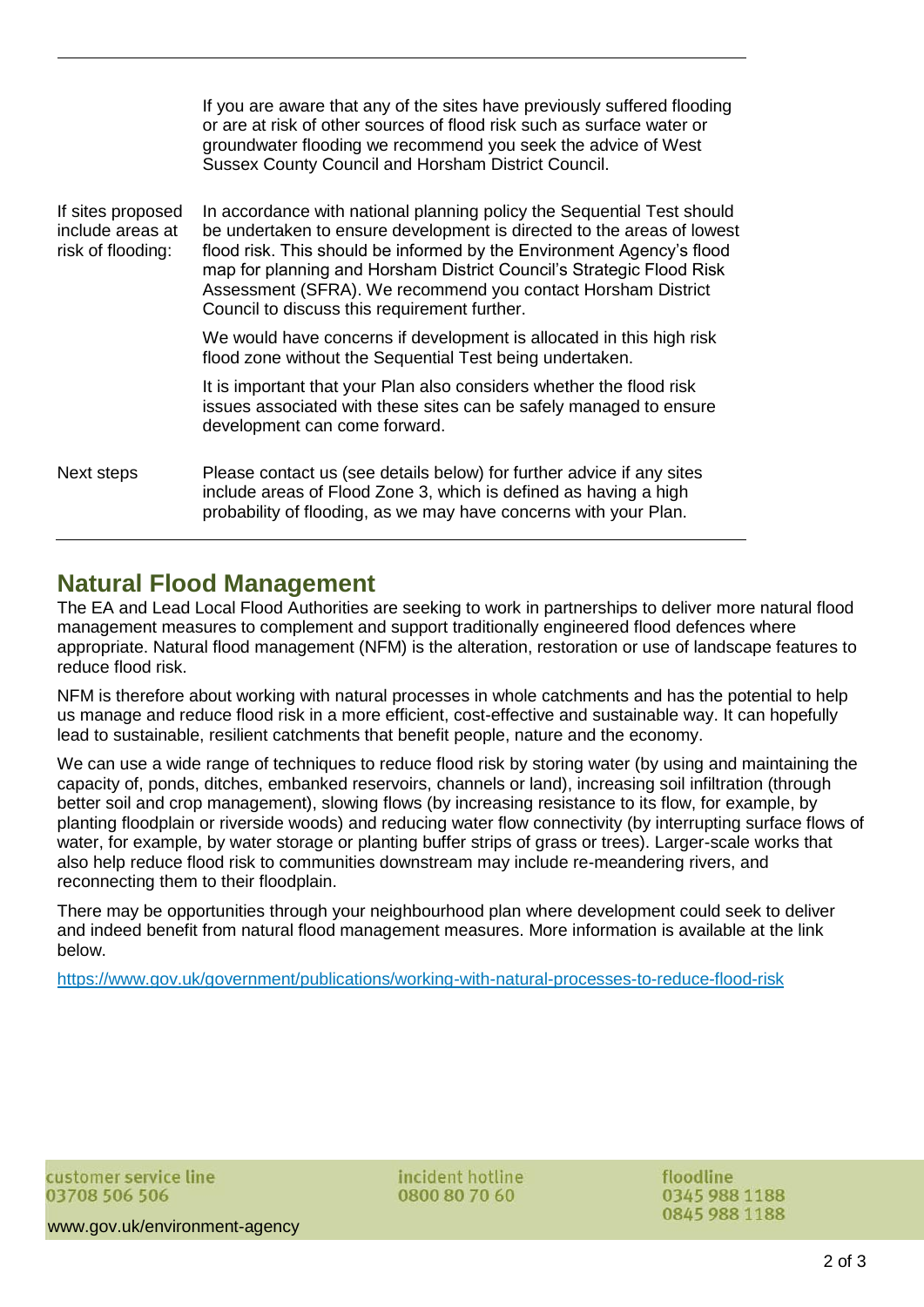| | |
|---|---|
| | If you are aware that any of the sites have previously suffered flooding or are at risk of other sources of flood risk such as surface water or groundwater flooding we recommend you seek the advice of West Sussex County Council and Horsham District Council. |
| If sites proposed include areas at risk of flooding: | In accordance with national planning policy the Sequential Test should be undertaken to ensure development is directed to the areas of lowest flood risk. This should be informed by the Environment Agency's flood map for planning and Horsham District Council's Strategic Flood Risk Assessment (SFRA). We recommend you contact Horsham District Council to discuss this requirement further.<br><br>We would have concerns if development is allocated in this high risk flood zone without the Sequential Test being undertaken.<br><br>It is important that your Plan also considers whether the flood risk issues associated with these sites can be safely managed to ensure development can come forward. |
| Next steps | Please contact us (see details below) for further advice if any sites include areas of Flood Zone 3, which is defined as having a high probability of flooding, as we may have concerns with your Plan. |

## Natural Flood Management

The EA and Lead Local Flood Authorities are seeking to work in partnerships to deliver more natural flood management measures to complement and support traditionally engineered flood defences where appropriate. Natural flood management (NFM) is the alteration, restoration or use of landscape features to reduce flood risk.

NFM is therefore about working with natural processes in whole catchments and has the potential to help us manage and reduce flood risk in a more efficient, cost-effective and sustainable way. It can hopefully lead to sustainable, resilient catchments that benefit people, nature and the economy.

We can use a wide range of techniques to reduce flood risk by storing water (by using and maintaining the capacity of, ponds, ditches, embanked reservoirs, channels or land), increasing soil infiltration (through better soil and crop management), slowing flows (by increasing resistance to its flow, for example, by planting floodplain or riverside woods) and reducing water flow connectivity (by interrupting surface flows of water, for example, by water storage or planting buffer strips of grass or trees). Larger-scale works that also help reduce flood risk to communities downstream may include re-meandering rivers, and reconnecting them to their floodplain.

There may be opportunities through your neighbourhood plan where development could seek to deliver and indeed benefit from natural flood management measures. More information is available at the link below.

https://www.gov.uk/government/publications/working-with-natural-processes-to-reduce-flood-risk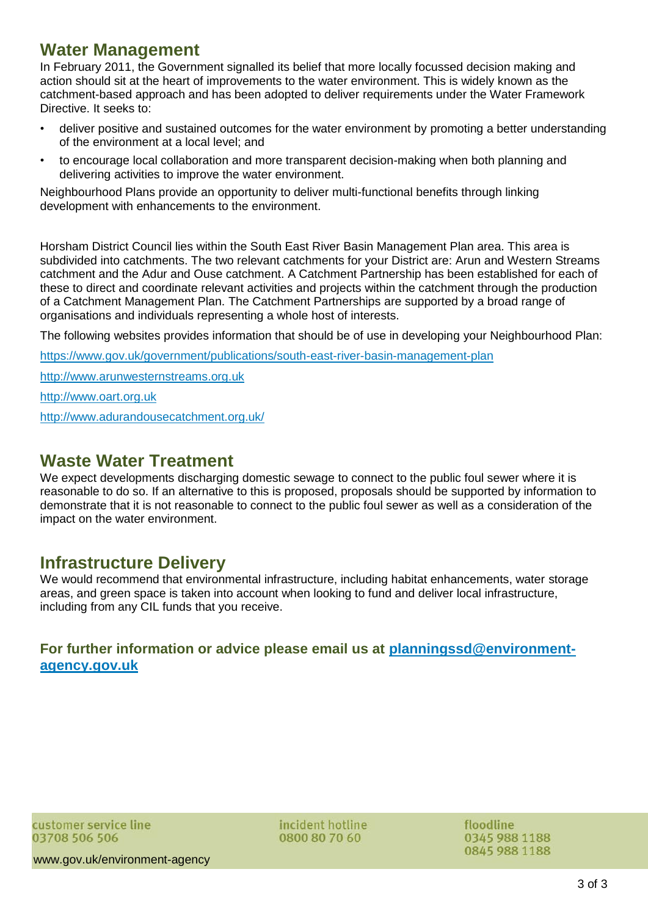## Water Management

In February 2011, the Government signalled its belief that more locally focussed decision making and action should sit at the heart of improvements to the water environment. This is widely known as the catchment-based approach and has been adopted to deliver requirements under the Water Framework Directive. It seeks to:

- deliver positive and sustained outcomes for the water environment by promoting a better understanding of the environment at a local level; and
- to encourage local collaboration and more transparent decision-making when both planning and delivering activities to improve the water environment.

Neighbourhood Plans provide an opportunity to deliver multi-functional benefits through linking development with enhancements to the environment.

Horsham District Council lies within the South East River Basin Management Plan area. This area is subdivided into catchments. The two relevant catchments for your District are: Arun and Western Streams catchment and the Adur and Ouse catchment. A Catchment Partnership has been established for each of these to direct and coordinate relevant activities and projects within the catchment through the production of a Catchment Management Plan. The Catchment Partnerships are supported by a broad range of organisations and individuals representing a whole host of interests.

The following websites provides information that should be of use in developing your Neighbourhood Plan:

https://www.gov.uk/government/publications/south-east-river-basin-management-plan

http://www.arunwesternstreams.org.uk

http://www.oart.org.uk

http://www.adurandousecatchment.org.uk/

## Waste Water Treatment

We expect developments discharging domestic sewage to connect to the public foul sewer where it is reasonable to do so. If an alternative to this is proposed, proposals should be supported by information to demonstrate that it is not reasonable to connect to the public foul sewer as well as a consideration of the impact on the water environment.

## Infrastructure Delivery

We would recommend that environmental infrastructure, including habitat enhancements, water storage areas, and green space is taken into account when looking to fund and deliver local infrastructure, including from any CIL funds that you receive.

**For further information or advice please email us at planningssd@environment-agency.gov.uk**

customer service line
03708 506 506

incident hotline
0800 80 70 60

floodline
0345 988 1188
0845 988 1188

www.gov.uk/environment-agency